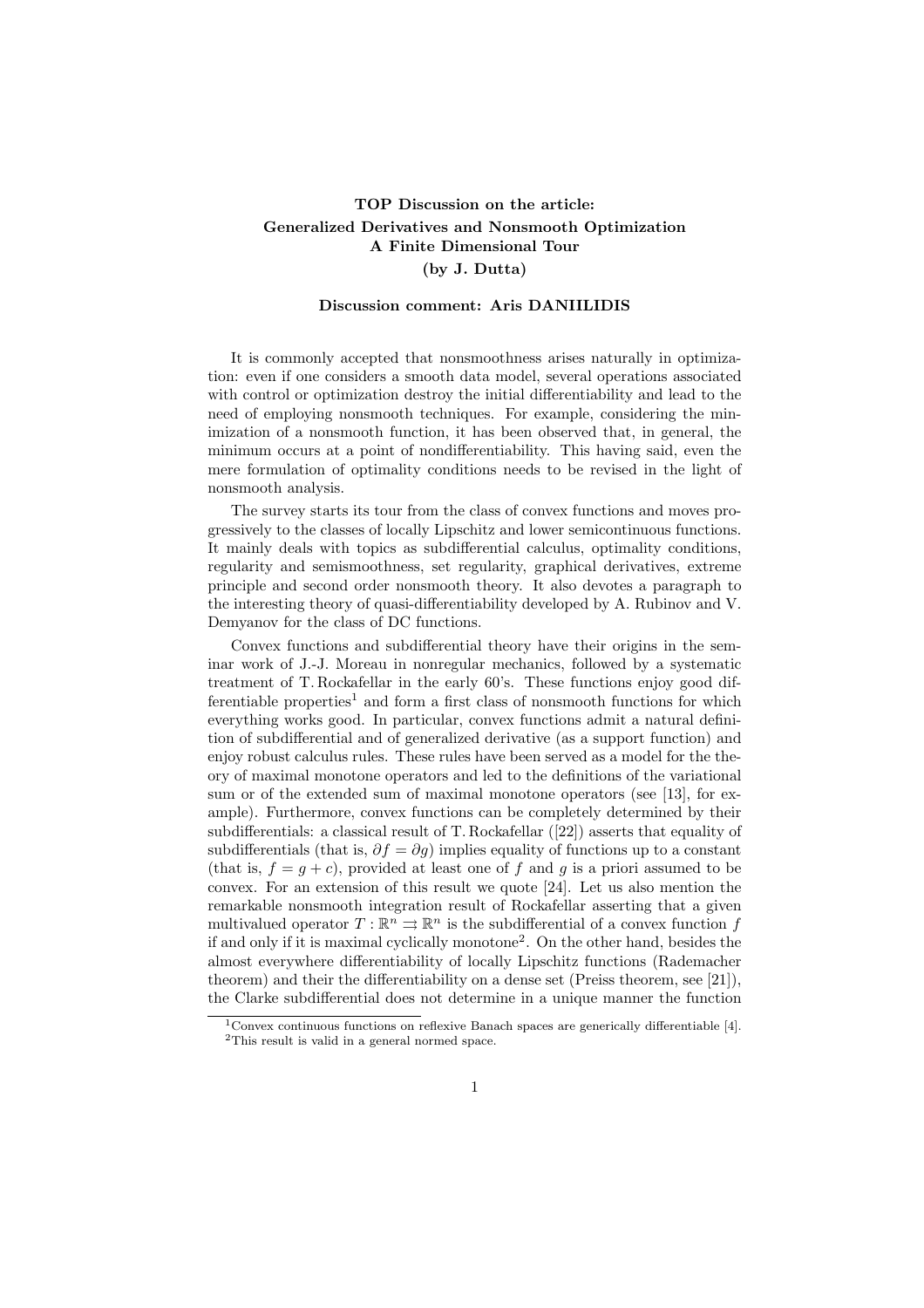**TOP Discussion on the article:**
**Generalized Derivatives and Nonsmooth Optimization**
**A Finite Dimensional Tour**
**(by J. Dutta)**

**Discussion comment: Aris DANIILIDIS**

It is commonly accepted that nonsmoothness arises naturally in optimization: even if one considers a smooth data model, several operations associated with control or optimization destroy the initial differentiability and lead to the need of employing nonsmooth techniques. For example, considering the minimization of a nonsmooth function, it has been observed that, in general, the minimum occurs at a point of nondifferentiability. This having said, even the mere formulation of optimality conditions needs to be revised in the light of nonsmooth analysis.

The survey starts its tour from the class of convex functions and moves progressively to the classes of locally Lipschitz and lower semicontinuous functions. It mainly deals with topics as subdifferential calculus, optimality conditions, regularity and semismoothness, set regularity, graphical derivatives, extreme principle and second order nonsmooth theory. It also devotes a paragraph to the interesting theory of quasi-differentiability developed by A. Rubinov and V. Demyanov for the class of DC functions.

Convex functions and subdifferential theory have their origins in the seminar work of J.-J. Moreau in nonregular mechanics, followed by a systematic treatment of T. Rockafellar in the early 60's. These functions enjoy good differentiable properties[1] and form a first class of nonsmooth functions for which everything works good. In particular, convex functions admit a natural definition of subdifferential and of generalized derivative (as a support function) and enjoy robust calculus rules. These rules have been served as a model for the theory of maximal monotone operators and led to the definitions of the variational sum or of the extended sum of maximal monotone operators (see [13], for example). Furthermore, convex functions can be completely determined by their subdifferentials: a classical result of T. Rockafellar ([22]) asserts that equality of subdifferentials (that is, $\partial f = \partial g$) implies equality of functions up to a constant (that is, $f = g + c$), provided at least one of $f$ and $g$ is a priori assumed to be convex. For an extension of this result we quote [24]. Let us also mention the remarkable nonsmooth integration result of Rockafellar asserting that a given multivalued operator $T : \mathbb{R}^n \rightrightarrows \mathbb{R}^n$ is the subdifferential of a convex function $f$ if and only if it is maximal cyclically monotone[2]. On the other hand, besides the almost everywhere differentiability of locally Lipschitz functions (Rademacher theorem) and their the differentiability on a dense set (Preiss theorem, see [21]), the Clarke subdifferential does not determine in a unique manner the function

[1] Convex continuous functions on reflexive Banach spaces are generically differentiable [4].

[2] This result is valid in a general normed space.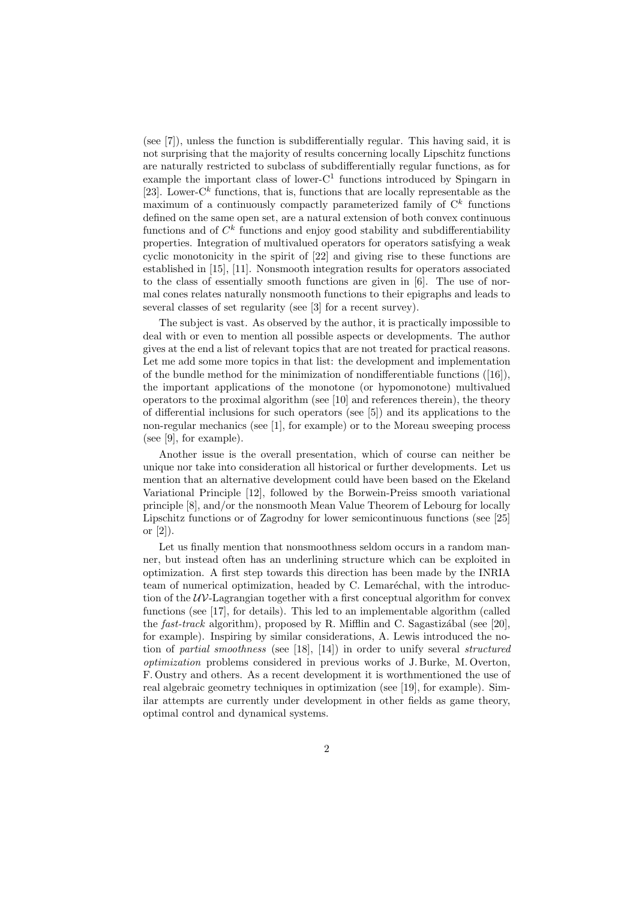(see [7]), unless the function is subdifferentially regular. This having said, it is not surprising that the majority of results concerning locally Lipschitz functions are naturally restricted to subclass of subdifferentially regular functions, as for example the important class of lower-$C^1$ functions introduced by Spingarn in [23]. Lower-$C^k$ functions, that is, functions that are locally representable as the maximum of a continuously compactly parameterized family of $C^k$ functions defined on the same open set, are a natural extension of both convex continuous functions and of $C^k$ functions and enjoy good stability and subdifferentiability properties. Integration of multivalued operators for operators satisfying a weak cyclic monotonicity in the spirit of [22] and giving rise to these functions are established in [15], [11]. Nonsmooth integration results for operators associated to the class of essentially smooth functions are given in [6]. The use of normal cones relates naturally nonsmooth functions to their epigraphs and leads to several classes of set regularity (see [3] for a recent survey).

The subject is vast. As observed by the author, it is practically impossible to deal with or even to mention all possible aspects or developments. The author gives at the end a list of relevant topics that are not treated for practical reasons. Let me add some more topics in that list: the development and implementation of the bundle method for the minimization of nondifferentiable functions ([16]), the important applications of the monotone (or hypomonotone) multivalued operators to the proximal algorithm (see [10] and references therein), the theory of differential inclusions for such operators (see [5]) and its applications to the non-regular mechanics (see [1], for example) or to the Moreau sweeping process (see [9], for example).

Another issue is the overall presentation, which of course can neither be unique nor take into consideration all historical or further developments. Let us mention that an alternative development could have been based on the Ekeland Variational Principle [12], followed by the Borwein-Preiss smooth variational principle [8], and/or the nonsmooth Mean Value Theorem of Lebourg for locally Lipschitz functions or of Zagrodny for lower semicontinuous functions (see [25] or [2]).

Let us finally mention that nonsmoothness seldom occurs in a random manner, but instead often has an underlining structure which can be exploited in optimization. A first step towards this direction has been made by the INRIA team of numerical optimization, headed by C. Lemaréchal, with the introduction of the $\mathcal{UV}$-Lagrangian together with a first conceptual algorithm for convex functions (see [17], for details). This led to an implementable algorithm (called the *fast-track* algorithm), proposed by R. Mifflin and C. Sagastizábal (see [20], for example). Inspiring by similar considerations, A. Lewis introduced the notion of *partial smoothness* (see [18], [14]) in order to unify several *structured optimization* problems considered in previous works of J. Burke, M. Overton, F. Oustry and others. As a recent development it is worthmentioned the use of real algebraic geometry techniques in optimization (see [19], for example). Similar attempts are currently under development in other fields as game theory, optimal control and dynamical systems.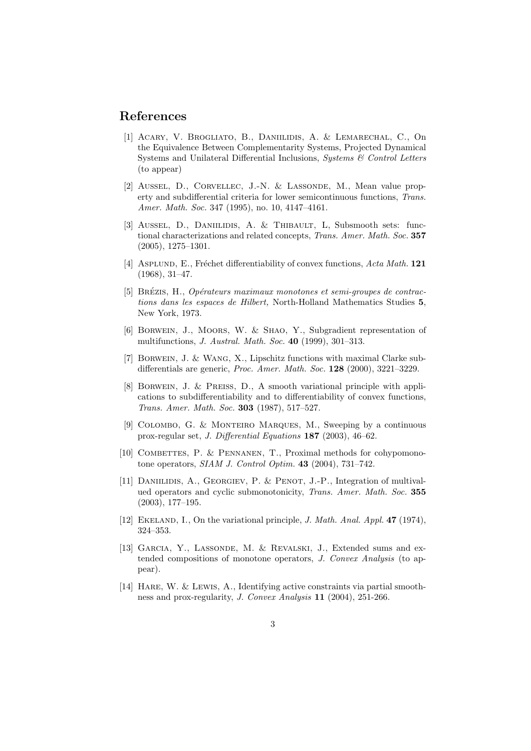## References

[1] Acary, V. Brogliato, B., Daniilidis, A. & Lemarechal, C., On the Equivalence Between Complementarity Systems, Projected Dynamical Systems and Unilateral Differential Inclusions, *Systems & Control Letters* (to appear)

[2] Aussel, D., Corvellec, J.-N. & Lassonde, M., Mean value property and subdifferential criteria for lower semicontinuous functions, *Trans. Amer. Math. Soc.* 347 (1995), no. 10, 4147–4161.

[3] Aussel, D., Daniilidis, A. & Thibault, L, Subsmooth sets: functional characterizations and related concepts, *Trans. Amer. Math. Soc.* **357** (2005), 1275–1301.

[4] Asplund, E., Fréchet differentiability of convex functions, *Acta Math.* **121** (1968), 31–47.

[5] Brézis, H., *Opérateurs maximaux monotones et semi-groupes de contractions dans les espaces de Hilbert,* North-Holland Mathematics Studies **5**, New York, 1973.

[6] Borwein, J., Moors, W. & Shao, Y., Subgradient representation of multifunctions, *J. Austral. Math. Soc.* **40** (1999), 301–313.

[7] Borwein, J. & Wang, X., Lipschitz functions with maximal Clarke subdifferentials are generic, *Proc. Amer. Math. Soc.* **128** (2000), 3221–3229.

[8] Borwein, J. & Preiss, D., A smooth variational principle with applications to subdifferentiability and to differentiability of convex functions, *Trans. Amer. Math. Soc.* **303** (1987), 517–527.

[9] Colombo, G. & Monteiro Marques, M., Sweeping by a continuous prox-regular set, *J. Differential Equations* **187** (2003), 46–62.

[10] Combettes, P. & Pennanen, T., Proximal methods for cohypomonotone operators, *SIAM J. Control Optim.* **43** (2004), 731–742.

[11] Daniilidis, A., Georgiev, P. & Penot, J.-P., Integration of multivalued operators and cyclic submonotonicity, *Trans. Amer. Math. Soc.* **355** (2003), 177–195.

[12] Ekeland, I., On the variational principle, *J. Math. Anal. Appl.* **47** (1974), 324–353.

[13] Garcia, Y., Lassonde, M. & Revalski, J., Extended sums and extended compositions of monotone operators, *J. Convex Analysis* (to appear).

[14] Hare, W. & Lewis, A., Identifying active constraints via partial smoothness and prox-regularity, *J. Convex Analysis* **11** (2004), 251-266.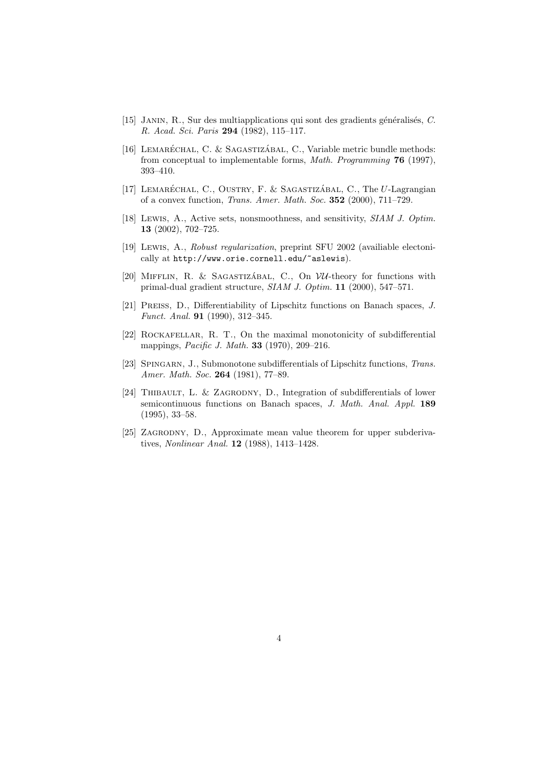[15] Janin, R., Sur des multiapplications qui sont des gradients généralisés, *C. R. Acad. Sci. Paris* **294** (1982), 115–117.

[16] Lemaréchal, C. & Sagastizábal, C., Variable metric bundle methods: from conceptual to implementable forms, *Math. Programming* **76** (1997), 393–410.

[17] Lemaréchal, C., Oustry, F. & Sagastizábal, C., The $U$-Lagrangian of a convex function, *Trans. Amer. Math. Soc.* **352** (2000), 711–729.

[18] Lewis, A., Active sets, nonsmoothness, and sensitivity, *SIAM J. Optim.* **13** (2002), 702–725.

[19] Lewis, A., *Robust regularization*, preprint SFU 2002 (availiable electonically at `http://www.orie.cornell.edu/~aslewis`).

[20] Mifflin, R. & Sagastizábal, C., On $\mathcal{VU}$-theory for functions with primal-dual gradient structure, *SIAM J. Optim.* **11** (2000), 547–571.

[21] Preiss, D., Differentiability of Lipschitz functions on Banach spaces, *J. Funct. Anal.* **91** (1990), 312–345.

[22] Rockafellar, R. T., On the maximal monotonicity of subdifferential mappings, *Pacific J. Math.* **33** (1970), 209–216.

[23] Spingarn, J., Submonotone subdifferentials of Lipschitz functions, *Trans. Amer. Math. Soc.* **264** (1981), 77–89.

[24] Thibault, L. & Zagrodny, D., Integration of subdifferentials of lower semicontinuous functions on Banach spaces, *J. Math. Anal. Appl.* **189** (1995), 33–58.

[25] Zagrodny, D., Approximate mean value theorem for upper subderivatives, *Nonlinear Anal.* **12** (1988), 1413–1428.